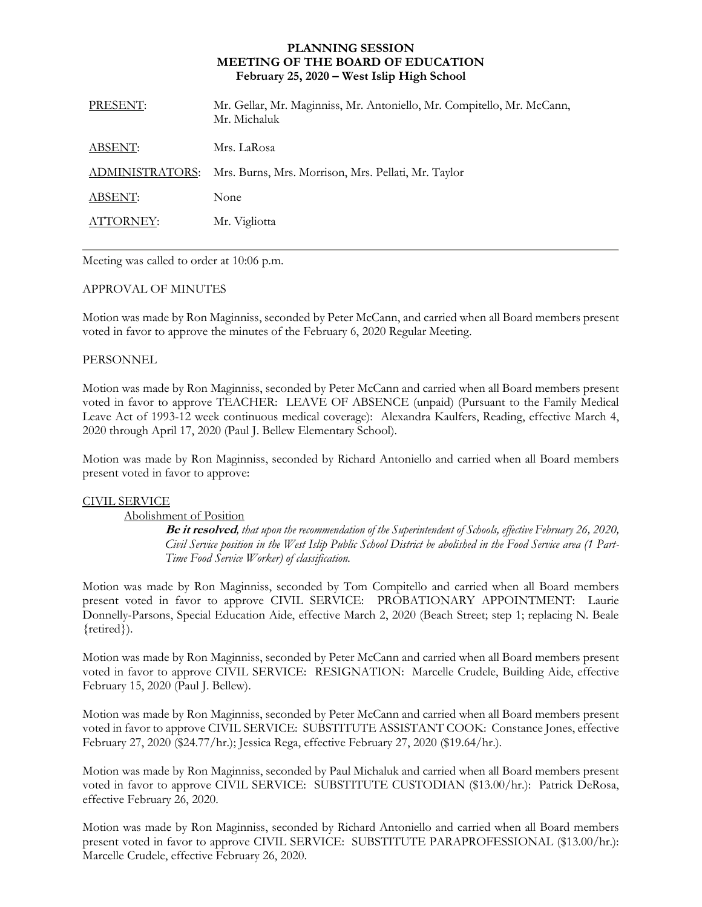# PLANNING SESSION
# MEETING OF THE BOARD OF EDUCATION
**February 25, 2020 – West Islip High School**

| | |
|---|---|
| PRESENT: | Mr. Gellar, Mr. Maginniss, Mr. Antoniello, Mr. Compitello, Mr. McCann, Mr. Michaluk |
| ABSENT: | Mrs. LaRosa |
| ADMINISTRATORS: | Mrs. Burns, Mrs. Morrison, Mrs. Pellati, Mr. Taylor |
| ABSENT: | None |
| ATTORNEY: | Mr. Vigliotta |

Meeting was called to order at 10:06 p.m.

APPROVAL OF MINUTES

Motion was made by Ron Maginniss, seconded by Peter McCann, and carried when all Board members present voted in favor to approve the minutes of the February 6, 2020 Regular Meeting.

PERSONNEL

Motion was made by Ron Maginniss, seconded by Peter McCann and carried when all Board members present voted in favor to approve TEACHER: LEAVE OF ABSENCE (unpaid) (Pursuant to the Family Medical Leave Act of 1993-12 week continuous medical coverage): Alexandra Kaulfers, Reading, effective March 4, 2020 through April 17, 2020 (Paul J. Bellew Elementary School).

Motion was made by Ron Maginniss, seconded by Richard Antoniello and carried when all Board members present voted in favor to approve:

CIVIL SERVICE

Abolishment of Position

***Be it resolved**, that upon the recommendation of the Superintendent of Schools, effective February 26, 2020, Civil Service position in the West Islip Public School District be abolished in the Food Service area (1 Part-Time Food Service Worker) of classification.*

Motion was made by Ron Maginniss, seconded by Tom Compitello and carried when all Board members present voted in favor to approve CIVIL SERVICE: PROBATIONARY APPOINTMENT: Laurie Donnelly-Parsons, Special Education Aide, effective March 2, 2020 (Beach Street; step 1; replacing N. Beale {retired}).

Motion was made by Ron Maginniss, seconded by Peter McCann and carried when all Board members present voted in favor to approve CIVIL SERVICE: RESIGNATION: Marcelle Crudele, Building Aide, effective February 15, 2020 (Paul J. Bellew).

Motion was made by Ron Maginniss, seconded by Peter McCann and carried when all Board members present voted in favor to approve CIVIL SERVICE: SUBSTITUTE ASSISTANT COOK: Constance Jones, effective February 27, 2020 ($24.77/hr.); Jessica Rega, effective February 27, 2020 ($19.64/hr.).

Motion was made by Ron Maginniss, seconded by Paul Michaluk and carried when all Board members present voted in favor to approve CIVIL SERVICE: SUBSTITUTE CUSTODIAN ($13.00/hr.): Patrick DeRosa, effective February 26, 2020.

Motion was made by Ron Maginniss, seconded by Richard Antoniello and carried when all Board members present voted in favor to approve CIVIL SERVICE: SUBSTITUTE PARAPROFESSIONAL ($13.00/hr.): Marcelle Crudele, effective February 26, 2020.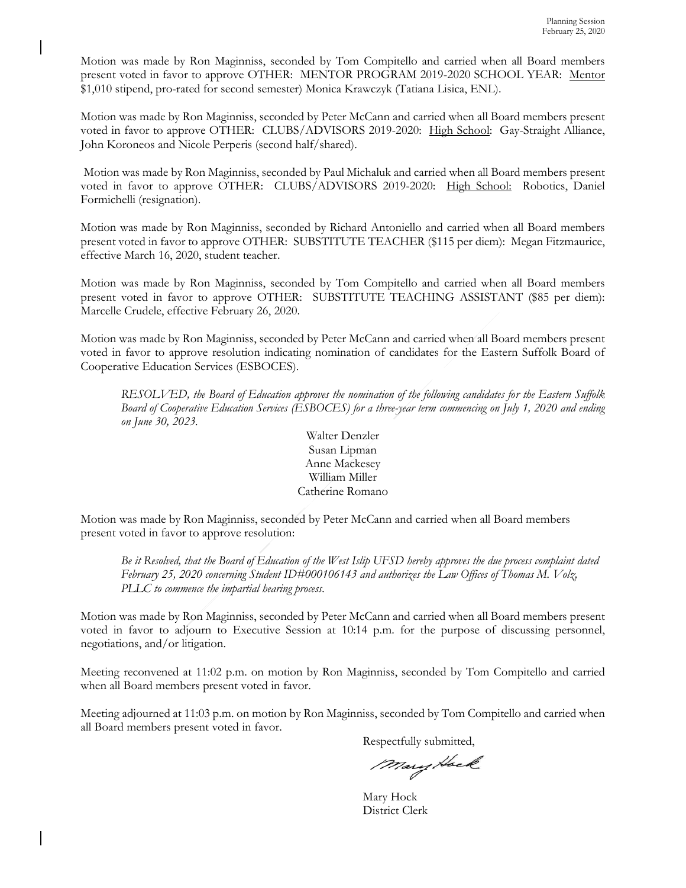Motion was made by Ron Maginniss, seconded by Tom Compitello and carried when all Board members present voted in favor to approve OTHER: MENTOR PROGRAM 2019-2020 SCHOOL YEAR: Mentor $1,010 stipend, pro-rated for second semester) Monica Krawczyk (Tatiana Lisica, ENL).

Motion was made by Ron Maginniss, seconded by Peter McCann and carried when all Board members present voted in favor to approve OTHER: CLUBS/ADVISORS 2019-2020: High School: Gay-Straight Alliance, John Koroneos and Nicole Perperis (second half/shared).

Motion was made by Ron Maginniss, seconded by Paul Michaluk and carried when all Board members present voted in favor to approve OTHER: CLUBS/ADVISORS 2019-2020: High School: Robotics, Daniel Formichelli (resignation).

Motion was made by Ron Maginniss, seconded by Richard Antoniello and carried when all Board members present voted in favor to approve OTHER: SUBSTITUTE TEACHER ($115 per diem): Megan Fitzmaurice, effective March 16, 2020, student teacher.

Motion was made by Ron Maginniss, seconded by Tom Compitello and carried when all Board members present voted in favor to approve OTHER: SUBSTITUTE TEACHING ASSISTANT ($85 per diem): Marcelle Crudele, effective February 26, 2020.

Motion was made by Ron Maginniss, seconded by Peter McCann and carried when all Board members present voted in favor to approve resolution indicating nomination of candidates for the Eastern Suffolk Board of Cooperative Education Services (ESBOCES).

*RESOLVED, the Board of Education approves the nomination of the following candidates for the Eastern Suffolk Board of Cooperative Education Services (ESBOCES) for a three-year term commencing on July 1, 2020 and ending on June 30, 2023.*

Walter Denzler
Susan Lipman
Anne Mackesey
William Miller
Catherine Romano

Motion was made by Ron Maginniss, seconded by Peter McCann and carried when all Board members present voted in favor to approve resolution:

*Be it Resolved, that the Board of Education of the West Islip UFSD hereby approves the due process complaint dated February 25, 2020 concerning Student ID#000106143 and authorizes the Law Offices of Thomas M. Volz, PLLC to commence the impartial hearing process.*

Motion was made by Ron Maginniss, seconded by Peter McCann and carried when all Board members present voted in favor to adjourn to Executive Session at 10:14 p.m. for the purpose of discussing personnel, negotiations, and/or litigation.

Meeting reconvened at 11:02 p.m. on motion by Ron Maginniss, seconded by Tom Compitello and carried when all Board members present voted in favor.

Meeting adjourned at 11:03 p.m. on motion by Ron Maginniss, seconded by Tom Compitello and carried when all Board members present voted in favor.

Respectfully submitted,

Mary Hock

Mary Hock
District Clerk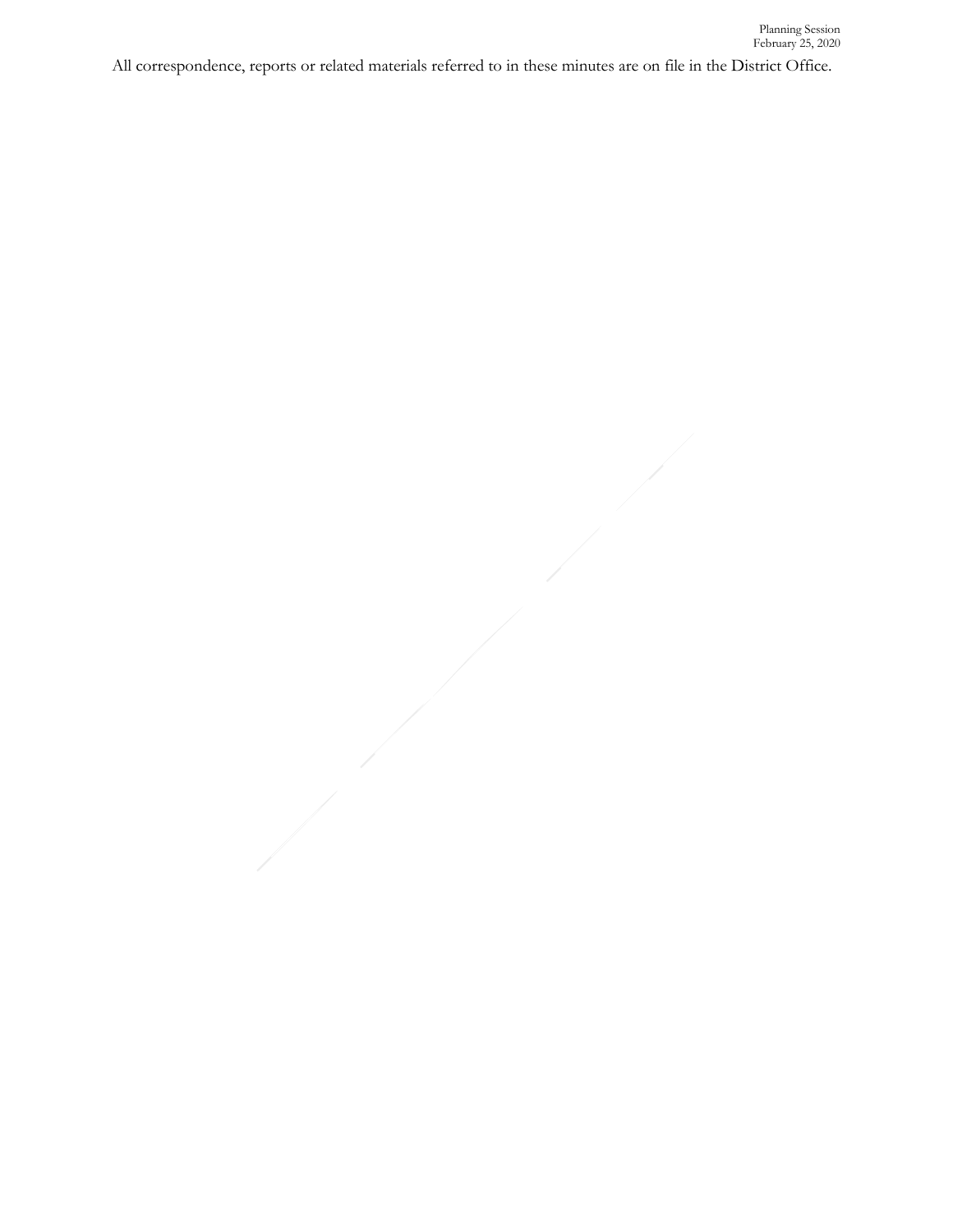All correspondence, reports or related materials referred to in these minutes are on file in the District Office.